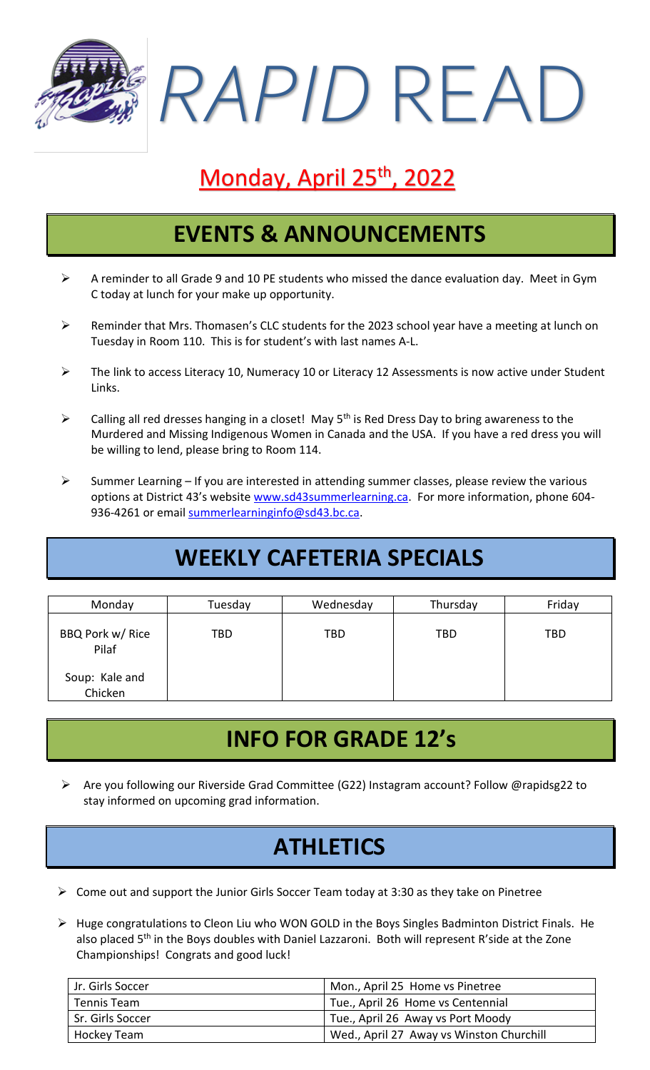# RAPID READ

## Monday, April 25th, 2022

## EVENTS & ANNOUNCEMENTS

- A reminder to all Grade 9 and 10 PE students who missed the dance evaluation day. Meet in Gym C today at lunch for your make up opportunity.
- Reminder that Mrs. Thomasen's CLC students for the 2023 school year have a meeting at lunch on Tuesday in Room 110. This is for student's with last names A-L.
- The link to access Literacy 10, Numeracy 10 or Literacy 12 Assessments is now active under Student Links.
- Calling all red dresses hanging in a closet! May 5th is Red Dress Day to bring awareness to the Murdered and Missing Indigenous Women in Canada and the USA. If you have a red dress you will be willing to lend, please bring to Room 114.
- Summer Learning – If you are interested in attending summer classes, please review the various options at District 43's website www.sd43summerlearning.ca. For more information, phone 604-936-4261 or email summerlearninginfo@sd43.bc.ca.

## WEEKLY CAFETERIA SPECIALS

| Monday | Tuesday | Wednesday | Thursday | Friday |
|---|---|---|---|---|
| BBQ Pork w/ Rice Pilaf<br><br>Soup: Kale and Chicken | TBD | TBD | TBD | TBD |

## INFO FOR GRADE 12's

- Are you following our Riverside Grad Committee (G22) Instagram account? Follow @rapidsg22 to stay informed on upcoming grad information.

## ATHLETICS

- Come out and support the Junior Girls Soccer Team today at 3:30 as they take on Pinetree
- Huge congratulations to Cleon Liu who WON GOLD in the Boys Singles Badminton District Finals. He also placed 5th in the Boys doubles with Daniel Lazzaroni. Both will represent R'side at the Zone Championships! Congrats and good luck!

| Team | Game |
|---|---|
| Jr. Girls Soccer | Mon., April 25 Home vs Pinetree |
| Tennis Team | Tue., April 26 Home vs Centennial |
| Sr. Girls Soccer | Tue., April 26 Away vs Port Moody |
| Hockey Team | Wed., April 27 Away vs Winston Churchill |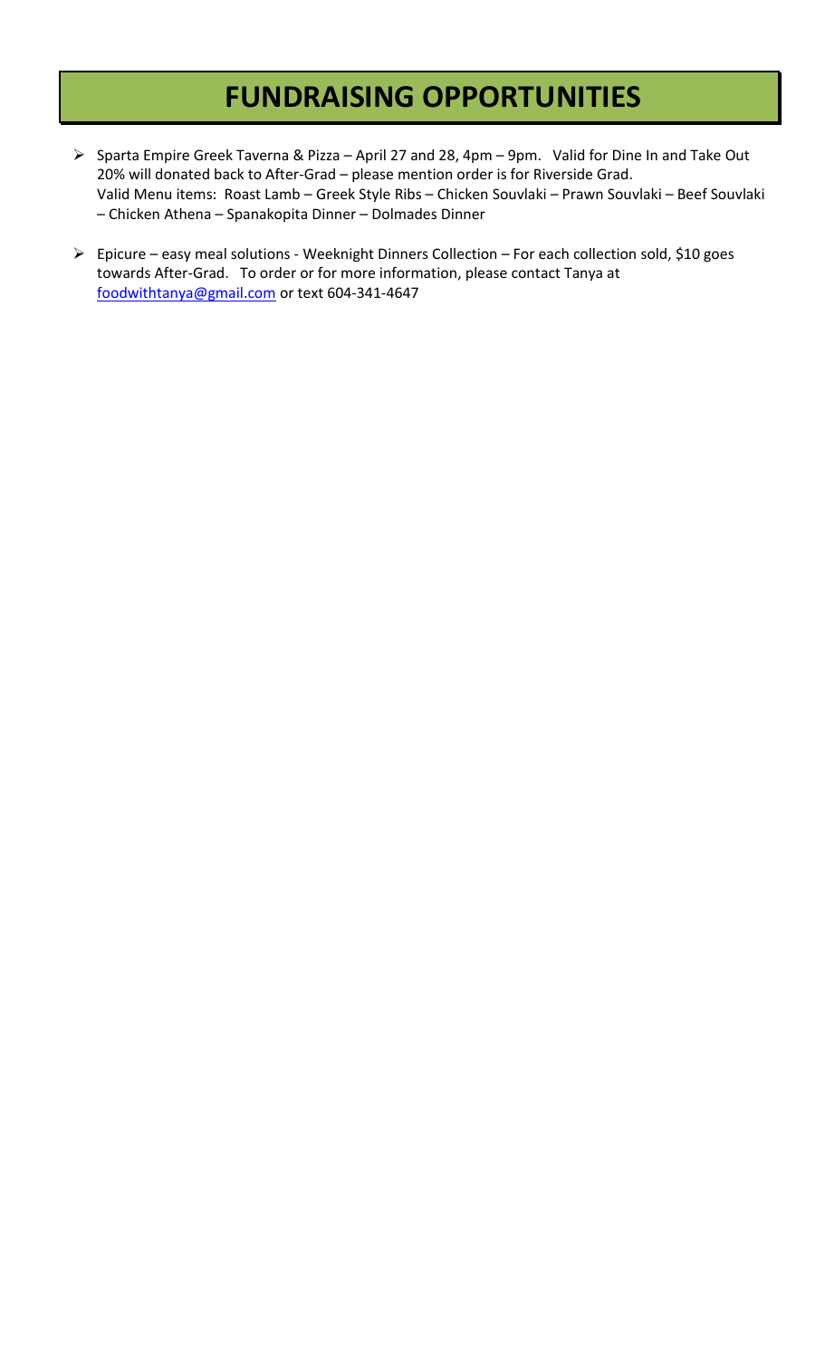# FUNDRAISING OPPORTUNITIES

- Sparta Empire Greek Taverna & Pizza – April 27 and 28, 4pm – 9pm. Valid for Dine In and Take Out 20% will donated back to After-Grad – please mention order is for Riverside Grad.
  Valid Menu items: Roast Lamb – Greek Style Ribs – Chicken Souvlaki – Prawn Souvlaki – Beef Souvlaki – Chicken Athena – Spanakopita Dinner – Dolmades Dinner

- Epicure – easy meal solutions - Weeknight Dinners Collection – For each collection sold, $10 goes towards After-Grad. To order or for more information, please contact Tanya at [foodwithtanya@gmail.com](mailto:foodwithtanya@gmail.com) or text 604-341-4647